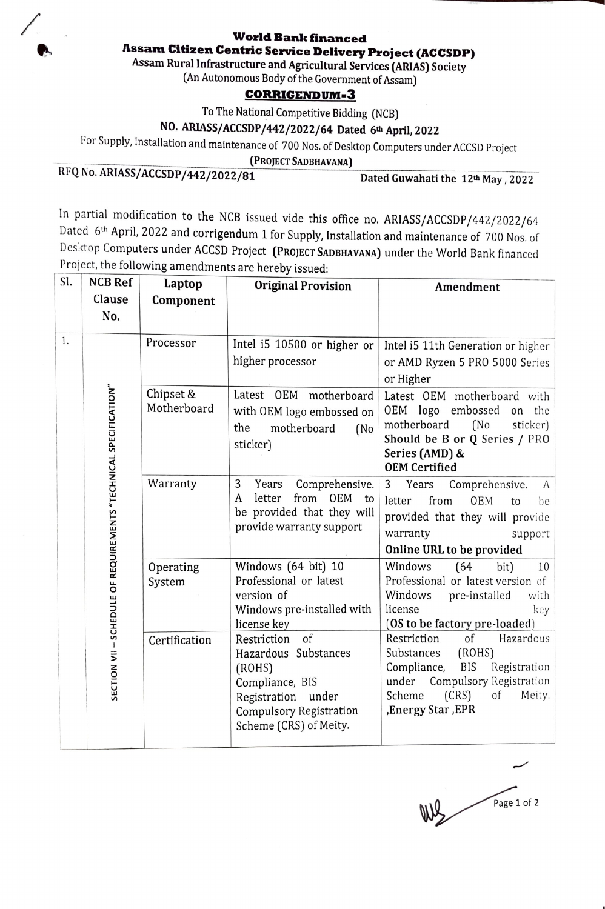**World Bank financed**

**Assam Citizen Centric Service Delivery Project (ACCSDP)**

**Assam Rural Infrastructure and Agricultural Services (ARIAS) Society**

(An Autonomous Body of the Government of Assam)

## CORRIGENDUM-3

To The National Competitive Bidding (NCB)

**NO. ARIASS/ACCSDP/442/2022/64 Dated 6th April, 2022**

For Supply, Installation and maintenance of 700 Nos. of Desktop Computers under ACCSD Project

**(PROJECT SADBHAVANA)**

**RFQ No. ARIASS/ACCSDP/442/2022/81** **Dated Guwahati the 12th May, 2022**

In partial modification to the NCB issued vide this office no. ARIASS/ACCSDP/442/2022/64 Dated 6th April, 2022 and corrigendum 1 for Supply, Installation and maintenance of 700 Nos. of Desktop Computers under ACCSD Project **(PROJECT SADBHAVANA)** under the World Bank financed Project, the following amendments are hereby issued:

| Sl. | NCB Ref Clause No. | Laptop Component | Original Provision | Amendment |
|---|---|---|---|---|
| 1. | SECTION VII – SCHEDULE OF REQUIREMENTS "TECHNICAL SPECIFICATION" | Processor | Intel i5 10500 or higher or higher processor | Intel i5 11th Generation or higher or AMD Ryzen 5 PRO 5000 Series or Higher |
| | | Chipset & Motherboard | Latest OEM motherboard with OEM logo embossed on the motherboard (No sticker) | Latest OEM motherboard with OEM logo embossed on the motherboard (No sticker) **Should be B or Q Series / PRO Series (AMD) & OEM Certified** |
| | | Warranty | 3 Years Comprehensive. A letter from OEM to be provided that they will provide warranty support | 3 Years Comprehensive. A letter from OEM to be provided that they will provide warranty support **Online URL to be provided** |
| | | Operating System | Windows (64 bit) 10 Professional or latest version of Windows pre-installed with license key | Windows (64 bit) 10 Professional or latest version of Windows pre-installed with license key **(OS to be factory pre-loaded)** |
| | | Certification | Restriction of Hazardous Substances (ROHS) Compliance, BIS Registration under Compulsory Registration Scheme (CRS) of Meity. | Restriction of Hazardous Substances (ROHS) Compliance, BIS Registration under Compulsory Registration Scheme (CRS) of Meity. **,Energy Star ,EPR** |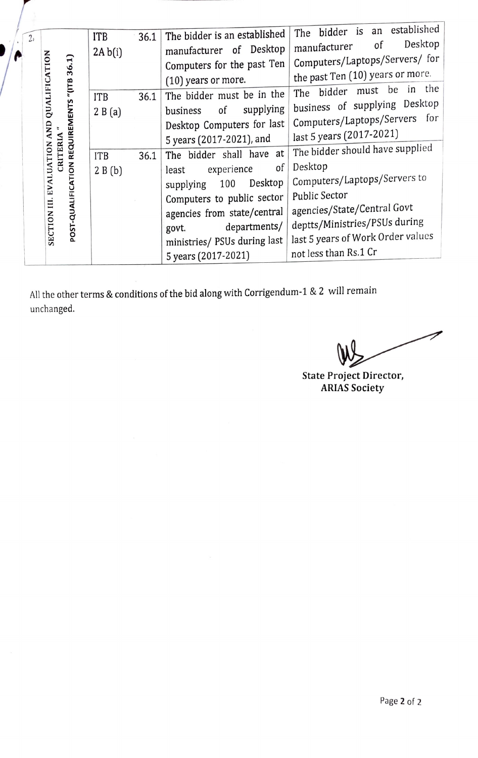| | | | | |
|---|---|---|---|---|
| 2. | SECTION III. EVALUATION AND QUALIFICATION CRITERIA " POST-QUALIFICATION REQUIREMENTS "(ITB 36.1) | ITB 36.1 2A b(i) | The bidder is an established manufacturer of Desktop Computers for the past Ten (10) years or more. | The bidder is an established manufacturer of Desktop Computers/Laptops/Servers/ for the past Ten (10) years or more. |
| | | ITB 36.1 2 B (a) | The bidder must be in the business of supplying Desktop Computers for last 5 years (2017-2021), and | The bidder must be in the business of supplying Desktop Computers/Laptops/Servers for last 5 years (2017-2021) |
| | | ITB 36.1 2 B (b) | The bidder shall have at least experience of supplying 100 Desktop Computers to public sector agencies from state/central govt. departments/ ministries/ PSUs during last 5 years (2017-2021) | The bidder should have supplied Desktop Computers/Laptops/Servers to Public Sector agencies/State/Central Govt deptts/Ministries/PSUs during last 5 years of Work Order values not less than Rs.1 Cr |

All the other terms & conditions of the bid along with Corrigendum-1 & 2 will remain unchanged.

**State Project Director,**
**ARIAS Society**